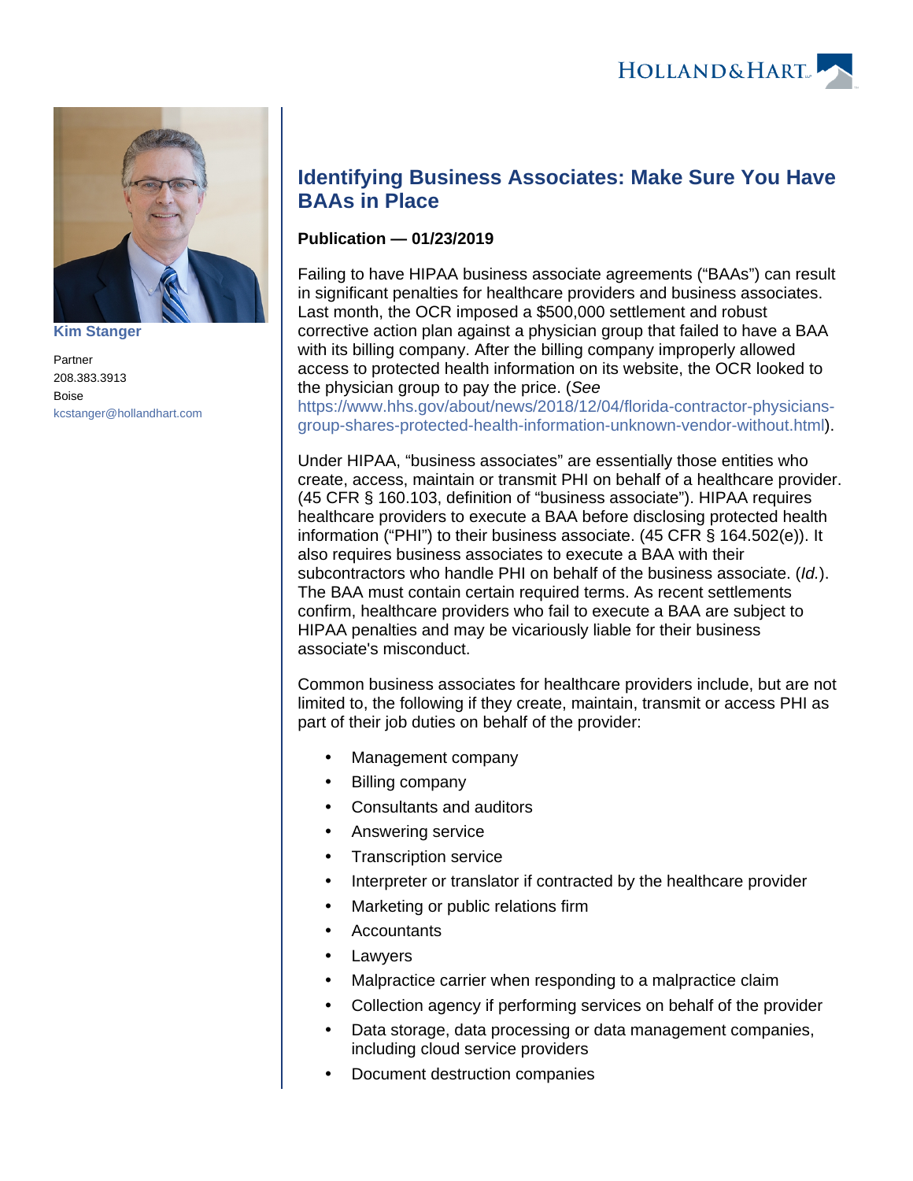Kim Stanger

Partner
208.383.3913
Boise
kcstanger@hollandhart.com

# Identifying Business Associates: Make Sure You Have BAAs in Place

**Publication — 01/23/2019**

Failing to have HIPAA business associate agreements ("BAAs") can result in significant penalties for healthcare providers and business associates. Last month, the OCR imposed a $500,000 settlement and robust corrective action plan against a physician group that failed to have a BAA with its billing company. After the billing company improperly allowed access to protected health information on its website, the OCR looked to the physician group to pay the price. (*See* https://www.hhs.gov/about/news/2018/12/04/florida-contractor-physicians-group-shares-protected-health-information-unknown-vendor-without.html).

Under HIPAA, "business associates" are essentially those entities who create, access, maintain or transmit PHI on behalf of a healthcare provider. (45 CFR § 160.103, definition of "business associate"). HIPAA requires healthcare providers to execute a BAA before disclosing protected health information ("PHI") to their business associate. (45 CFR § 164.502(e)). It also requires business associates to execute a BAA with their subcontractors who handle PHI on behalf of the business associate. (*Id.*). The BAA must contain certain required terms. As recent settlements confirm, healthcare providers who fail to execute a BAA are subject to HIPAA penalties and may be vicariously liable for their business associate's misconduct.

Common business associates for healthcare providers include, but are not limited to, the following if they create, maintain, transmit or access PHI as part of their job duties on behalf of the provider:

- Management company
- Billing company
- Consultants and auditors
- Answering service
- Transcription service
- Interpreter or translator if contracted by the healthcare provider
- Marketing or public relations firm
- Accountants
- Lawyers
- Malpractice carrier when responding to a malpractice claim
- Collection agency if performing services on behalf of the provider
- Data storage, data processing or data management companies, including cloud service providers
- Document destruction companies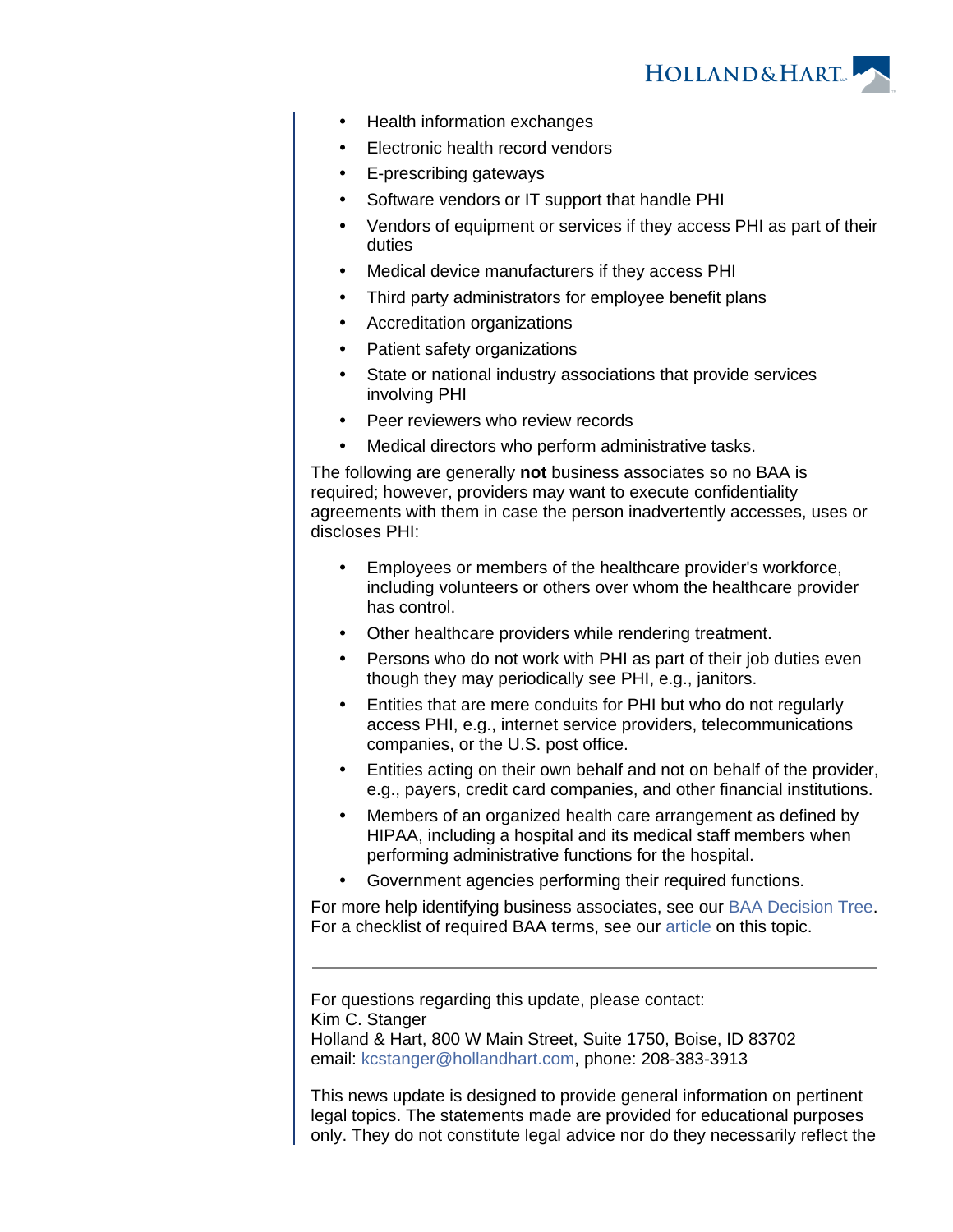- Health information exchanges
- Electronic health record vendors
- E-prescribing gateways
- Software vendors or IT support that handle PHI
- Vendors of equipment or services if they access PHI as part of their duties
- Medical device manufacturers if they access PHI
- Third party administrators for employee benefit plans
- Accreditation organizations
- Patient safety organizations
- State or national industry associations that provide services involving PHI
- Peer reviewers who review records
- Medical directors who perform administrative tasks.

The following are generally **not** business associates so no BAA is required; however, providers may want to execute confidentiality agreements with them in case the person inadvertently accesses, uses or discloses PHI:

- Employees or members of the healthcare provider's workforce, including volunteers or others over whom the healthcare provider has control.
- Other healthcare providers while rendering treatment.
- Persons who do not work with PHI as part of their job duties even though they may periodically see PHI, e.g., janitors.
- Entities that are mere conduits for PHI but who do not regularly access PHI, e.g., internet service providers, telecommunications companies, or the U.S. post office.
- Entities acting on their own behalf and not on behalf of the provider, e.g., payers, credit card companies, and other financial institutions.
- Members of an organized health care arrangement as defined by HIPAA, including a hospital and its medical staff members when performing administrative functions for the hospital.
- Government agencies performing their required functions.

For more help identifying business associates, see our BAA Decision Tree. For a checklist of required BAA terms, see our article on this topic.

---

For questions regarding this update, please contact:
Kim C. Stanger
Holland & Hart, 800 W Main Street, Suite 1750, Boise, ID 83702
email: kcstanger@hollandhart.com, phone: 208-383-3913

This news update is designed to provide general information on pertinent legal topics. The statements made are provided for educational purposes only. They do not constitute legal advice nor do they necessarily reflect the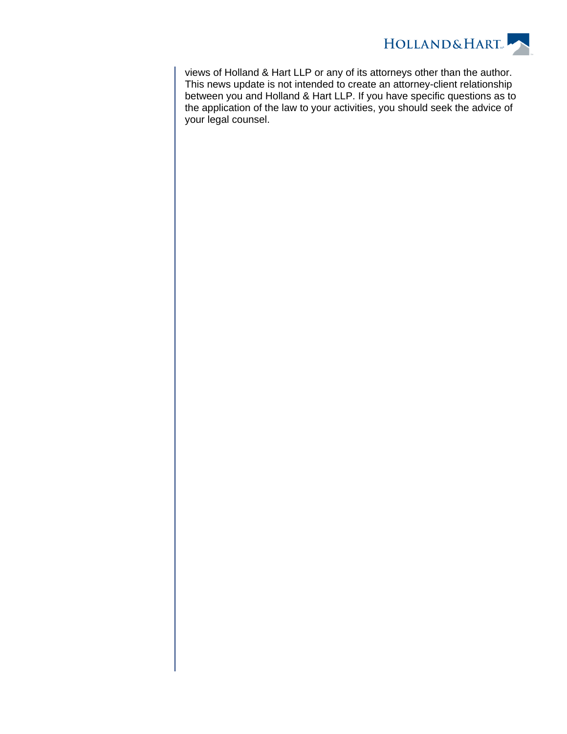views of Holland & Hart LLP or any of its attorneys other than the author. This news update is not intended to create an attorney-client relationship between you and Holland & Hart LLP. If you have specific questions as to the application of the law to your activities, you should seek the advice of your legal counsel.